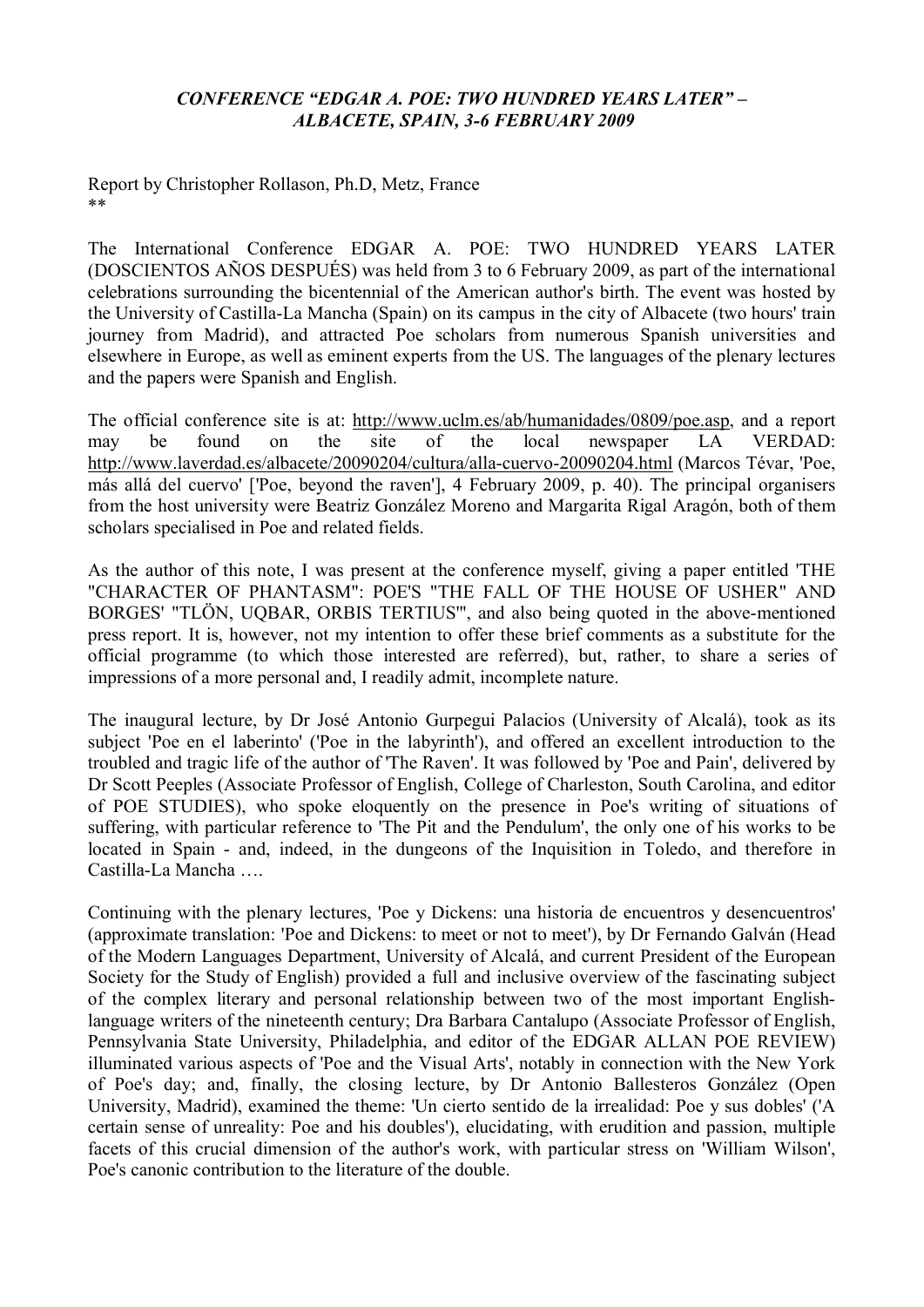***CONFERENCE "EDGAR A. POE: TWO HUNDRED YEARS LATER" – ALBACETE, SPAIN, 3-6 FEBRUARY 2009***

Report by Christopher Rollason, Ph.D, Metz, France
**

The International Conference EDGAR A. POE: TWO HUNDRED YEARS LATER (DOSCIENTOS AÑOS DESPUÉS) was held from 3 to 6 February 2009, as part of the international celebrations surrounding the bicentennial of the American author's birth. The event was hosted by the University of Castilla-La Mancha (Spain) on its campus in the city of Albacete (two hours' train journey from Madrid), and attracted Poe scholars from numerous Spanish universities and elsewhere in Europe, as well as eminent experts from the US. The languages of the plenary lectures and the papers were Spanish and English.

The official conference site is at: http://www.uclm.es/ab/humanidades/0809/poe.asp, and a report may be found on the site of the local newspaper LA VERDAD: http://www.laverdad.es/albacete/20090204/cultura/alla-cuervo-20090204.html (Marcos Tévar, 'Poe, más allá del cuervo' ['Poe, beyond the raven'], 4 February 2009, p. 40). The principal organisers from the host university were Beatriz González Moreno and Margarita Rigal Aragón, both of them scholars specialised in Poe and related fields.

As the author of this note, I was present at the conference myself, giving a paper entitled 'THE "CHARACTER OF PHANTASM": POE'S "THE FALL OF THE HOUSE OF USHER" AND BORGES' "TLÖN, UQBAR, ORBIS TERTIUS"', and also being quoted in the above-mentioned press report. It is, however, not my intention to offer these brief comments as a substitute for the official programme (to which those interested are referred), but, rather, to share a series of impressions of a more personal and, I readily admit, incomplete nature.

The inaugural lecture, by Dr José Antonio Gurpegui Palacios (University of Alcalá), took as its subject 'Poe en el laberinto' ('Poe in the labyrinth'), and offered an excellent introduction to the troubled and tragic life of the author of 'The Raven'. It was followed by 'Poe and Pain', delivered by Dr Scott Peeples (Associate Professor of English, College of Charleston, South Carolina, and editor of POE STUDIES), who spoke eloquently on the presence in Poe's writing of situations of suffering, with particular reference to 'The Pit and the Pendulum', the only one of his works to be located in Spain - and, indeed, in the dungeons of the Inquisition in Toledo, and therefore in Castilla-La Mancha ….

Continuing with the plenary lectures, 'Poe y Dickens: una historia de encuentros y desencuentros' (approximate translation: 'Poe and Dickens: to meet or not to meet'), by Dr Fernando Galván (Head of the Modern Languages Department, University of Alcalá, and current President of the European Society for the Study of English) provided a full and inclusive overview of the fascinating subject of the complex literary and personal relationship between two of the most important English-language writers of the nineteenth century; Dra Barbara Cantalupo (Associate Professor of English, Pennsylvania State University, Philadelphia, and editor of the EDGAR ALLAN POE REVIEW) illuminated various aspects of 'Poe and the Visual Arts', notably in connection with the New York of Poe's day; and, finally, the closing lecture, by Dr Antonio Ballesteros González (Open University, Madrid), examined the theme: 'Un cierto sentido de la irrealidad: Poe y sus dobles' ('A certain sense of unreality: Poe and his doubles'), elucidating, with erudition and passion, multiple facets of this crucial dimension of the author's work, with particular stress on 'William Wilson', Poe's canonic contribution to the literature of the double.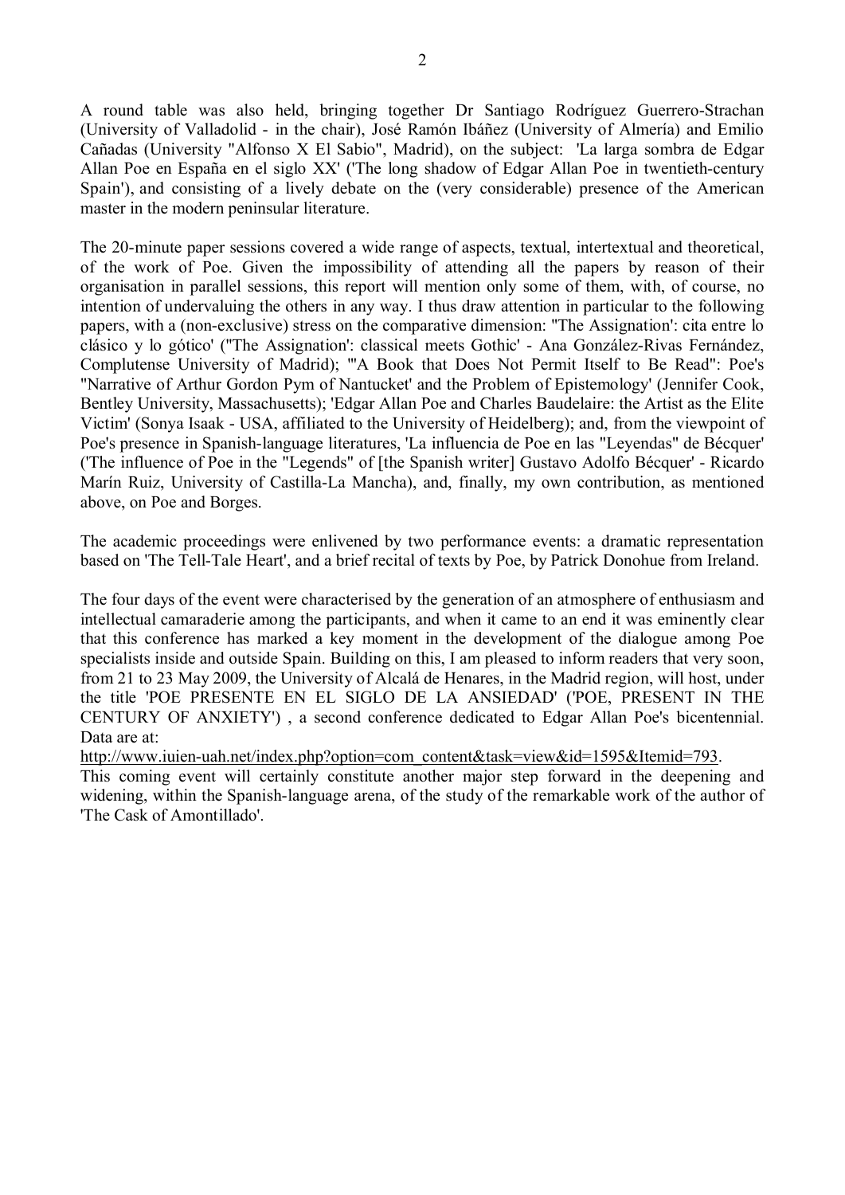A round table was also held, bringing together Dr Santiago Rodríguez Guerrero-Strachan (University of Valladolid - in the chair), José Ramón Ibáñez (University of Almería) and Emilio Cañadas (University "Alfonso X El Sabio", Madrid), on the subject: 'La larga sombra de Edgar Allan Poe en España en el siglo XX' ('The long shadow of Edgar Allan Poe in twentieth-century Spain'), and consisting of a lively debate on the (very considerable) presence of the American master in the modern peninsular literature.

The 20-minute paper sessions covered a wide range of aspects, textual, intertextual and theoretical, of the work of Poe. Given the impossibility of attending all the papers by reason of their organisation in parallel sessions, this report will mention only some of them, with, of course, no intention of undervaluing the others in any way. I thus draw attention in particular to the following papers, with a (non-exclusive) stress on the comparative dimension: "The Assignation': cita entre lo clásico y lo gótico' ("The Assignation': classical meets Gothic' - Ana González-Rivas Fernández, Complutense University of Madrid); '"A Book that Does Not Permit Itself to Be Read": Poe's "Narrative of Arthur Gordon Pym of Nantucket' and the Problem of Epistemology' (Jennifer Cook, Bentley University, Massachusetts); 'Edgar Allan Poe and Charles Baudelaire: the Artist as the Elite Victim' (Sonya Isaak - USA, affiliated to the University of Heidelberg); and, from the viewpoint of Poe's presence in Spanish-language literatures, 'La influencia de Poe en las "Leyendas" de Bécquer' ('The influence of Poe in the "Legends" of [the Spanish writer] Gustavo Adolfo Bécquer' - Ricardo Marín Ruiz, University of Castilla-La Mancha), and, finally, my own contribution, as mentioned above, on Poe and Borges.

The academic proceedings were enlivened by two performance events: a dramatic representation based on 'The Tell-Tale Heart', and a brief recital of texts by Poe, by Patrick Donohue from Ireland.

The four days of the event were characterised by the generation of an atmosphere of enthusiasm and intellectual camaraderie among the participants, and when it came to an end it was eminently clear that this conference has marked a key moment in the development of the dialogue among Poe specialists inside and outside Spain. Building on this, I am pleased to inform readers that very soon, from 21 to 23 May 2009, the University of Alcalá de Henares, in the Madrid region, will host, under the title 'POE PRESENTE EN EL SIGLO DE LA ANSIEDAD' ('POE, PRESENT IN THE CENTURY OF ANXIETY') , a second conference dedicated to Edgar Allan Poe's bicentennial. Data are at:
http://www.iuien-uah.net/index.php?option=com_content&task=view&id=1595&Itemid=793.
This coming event will certainly constitute another major step forward in the deepening and widening, within the Spanish-language arena, of the study of the remarkable work of the author of 'The Cask of Amontillado'.